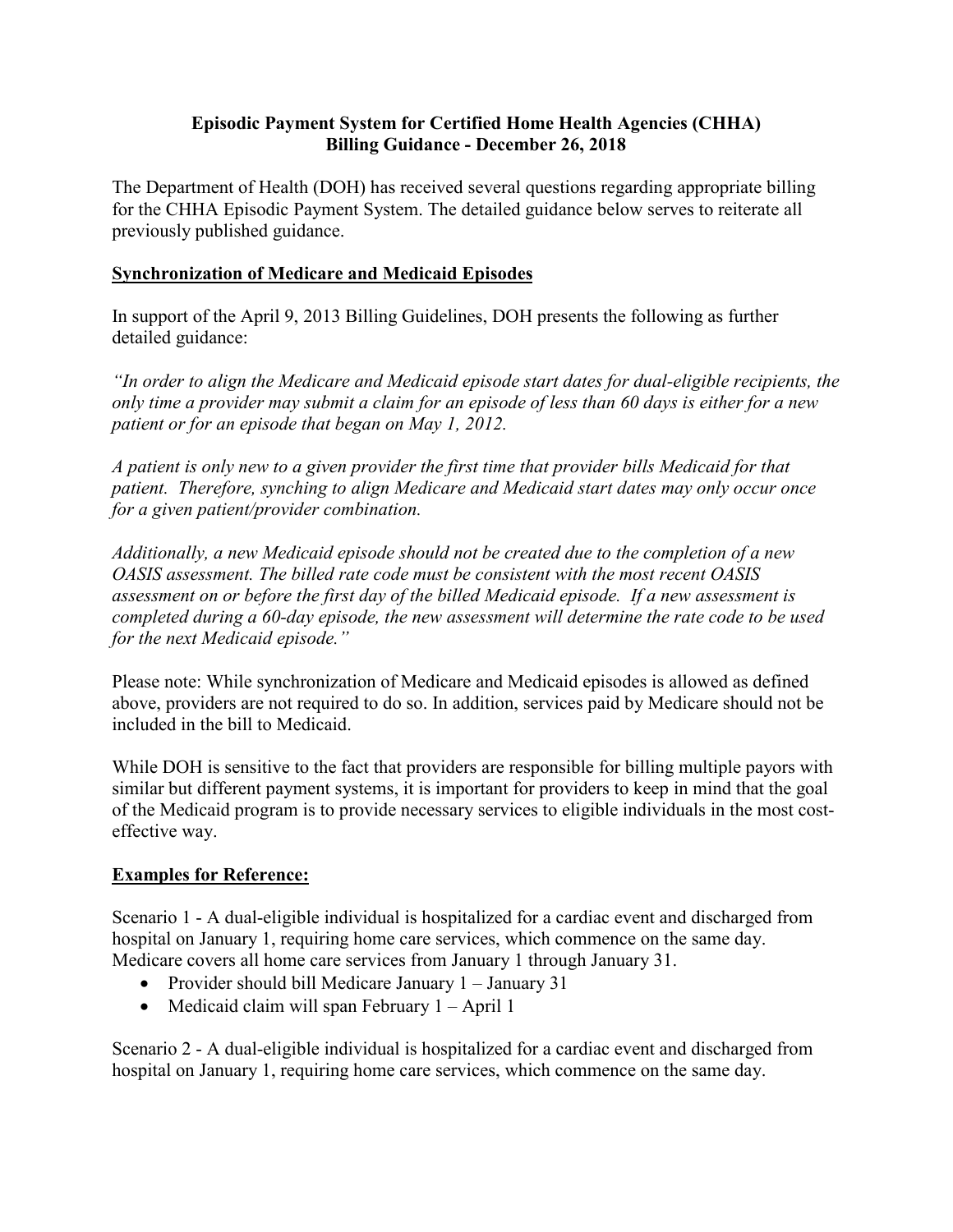# Episodic Payment System for Certified Home Health Agencies (CHHA) Billing Guidance - December 26, 2018

The Department of Health (DOH) has received several questions regarding appropriate billing for the CHHA Episodic Payment System. The detailed guidance below serves to reiterate all previously published guidance.

## Synchronization of Medicare and Medicaid Episodes

In support of the April 9, 2013 Billing Guidelines, DOH presents the following as further detailed guidance:

*"In order to align the Medicare and Medicaid episode start dates for dual-eligible recipients, the only time a provider may submit a claim for an episode of less than 60 days is either for a new patient or for an episode that began on May 1, 2012.*

*A patient is only new to a given provider the first time that provider bills Medicaid for that patient. Therefore, synching to align Medicare and Medicaid start dates may only occur once for a given patient/provider combination.*

*Additionally, a new Medicaid episode should not be created due to the completion of a new OASIS assessment. The billed rate code must be consistent with the most recent OASIS assessment on or before the first day of the billed Medicaid episode. If a new assessment is completed during a 60-day episode, the new assessment will determine the rate code to be used for the next Medicaid episode."*

Please note: While synchronization of Medicare and Medicaid episodes is allowed as defined above, providers are not required to do so. In addition, services paid by Medicare should not be included in the bill to Medicaid.

While DOH is sensitive to the fact that providers are responsible for billing multiple payors with similar but different payment systems, it is important for providers to keep in mind that the goal of the Medicaid program is to provide necessary services to eligible individuals in the most cost-effective way.

## Examples for Reference:

Scenario 1 - A dual-eligible individual is hospitalized for a cardiac event and discharged from hospital on January 1, requiring home care services, which commence on the same day. Medicare covers all home care services from January 1 through January 31.

- Provider should bill Medicare January 1 – January 31
- Medicaid claim will span February 1 – April 1

Scenario 2 - A dual-eligible individual is hospitalized for a cardiac event and discharged from hospital on January 1, requiring home care services, which commence on the same day.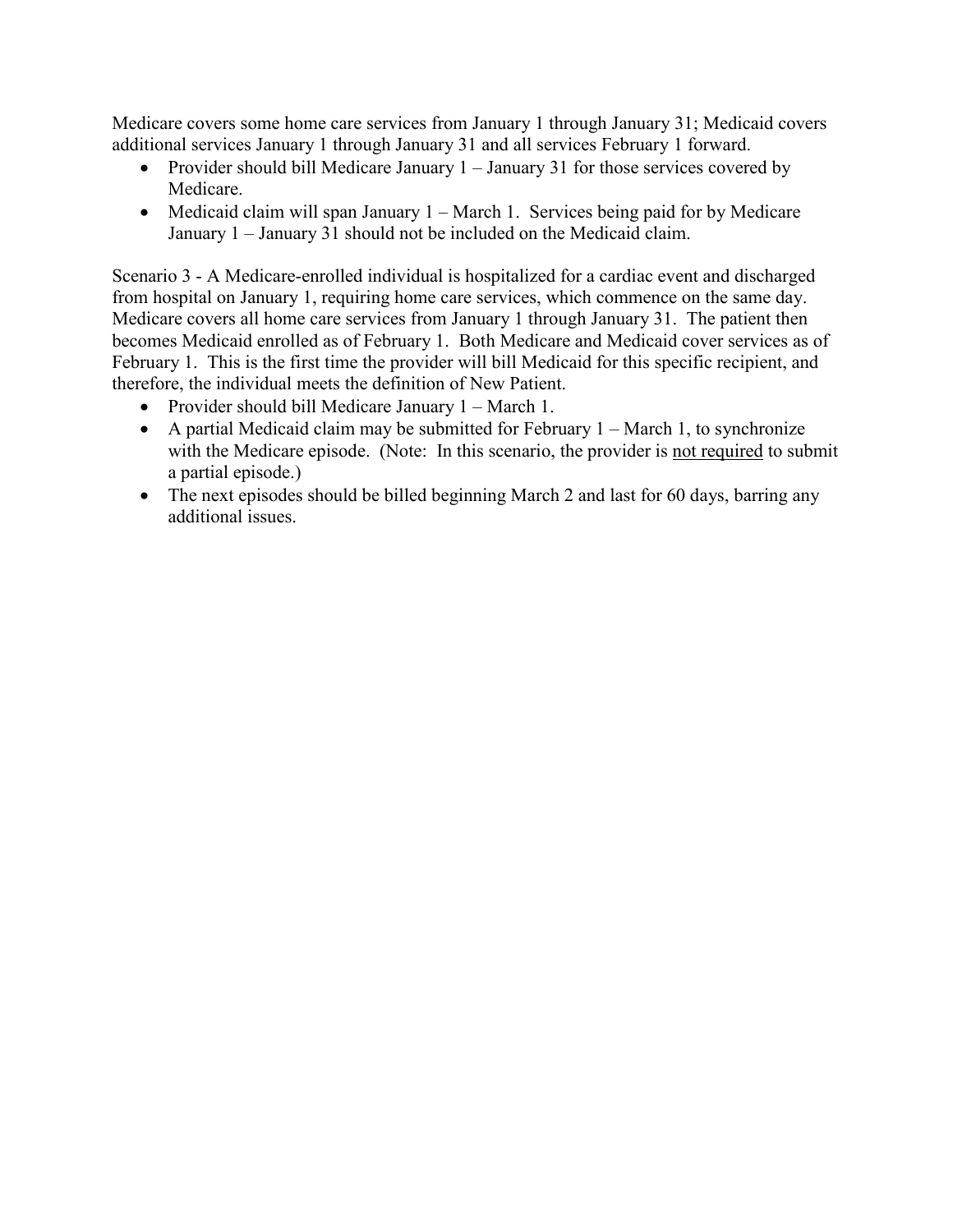Medicare covers some home care services from January 1 through January 31; Medicaid covers additional services January 1 through January 31 and all services February 1 forward.

- Provider should bill Medicare January 1 – January 31 for those services covered by Medicare.
- Medicaid claim will span January 1 – March 1. Services being paid for by Medicare January 1 – January 31 should not be included on the Medicaid claim.

Scenario 3 - A Medicare-enrolled individual is hospitalized for a cardiac event and discharged from hospital on January 1, requiring home care services, which commence on the same day. Medicare covers all home care services from January 1 through January 31. The patient then becomes Medicaid enrolled as of February 1. Both Medicare and Medicaid cover services as of February 1. This is the first time the provider will bill Medicaid for this specific recipient, and therefore, the individual meets the definition of New Patient.

- Provider should bill Medicare January 1 – March 1.
- A partial Medicaid claim may be submitted for February 1 – March 1, to synchronize with the Medicare episode. (Note: In this scenario, the provider is <u>not required</u> to submit a partial episode.)
- The next episodes should be billed beginning March 2 and last for 60 days, barring any additional issues.